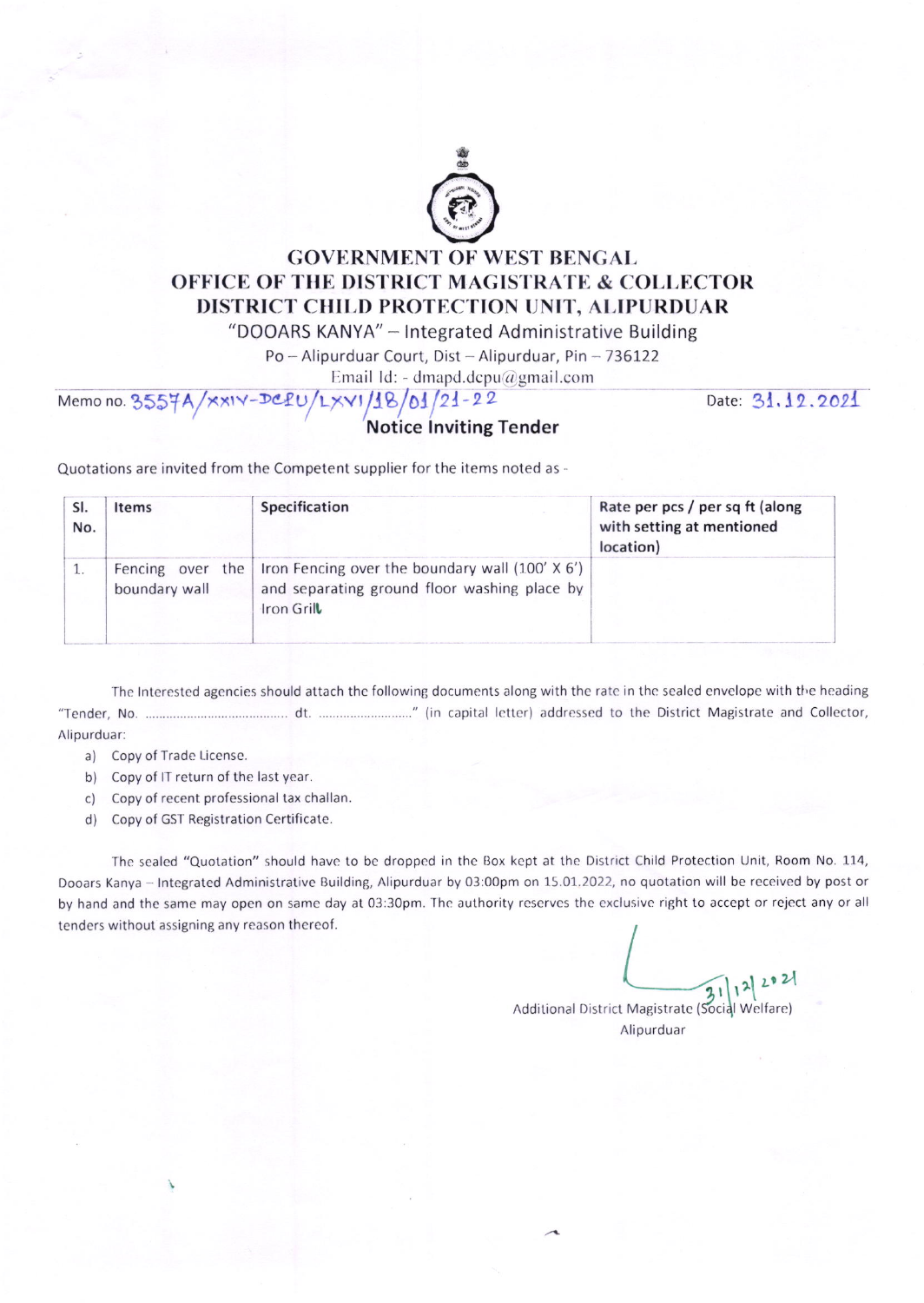# GOVERNMENT OF WEST BENGAL
## OFFICE OF THE DISTRICT MAGISTRATE & COLLECTOR
## DISTRICT CHILD PROTECTION UNIT, ALIPURDUAR

"DOOARS KANYA" – Integrated Administrative Building

Po – Alipurduar Court, Dist – Alipurduar, Pin – 736122

Email Id: - dmapd.dcpu@gmail.com

Memo no. 3557A/XXIV-DCPU/LXVI/18/01/21-22 Date: 31.12.2021

### Notice Inviting Tender

Quotations are invited from the Competent supplier for the items noted as -

| Sl. No. | Items | Specification | Rate per pcs / per sq ft (along with setting at mentioned location) |
|---|---|---|---|
| 1. | Fencing over the boundary wall | Iron Fencing over the boundary wall (100' X 6') and separating ground floor washing place by Iron Grill | |

The Interested agencies should attach the following documents along with the rate in the sealed envelope with the heading "Tender, No. ........................................ dt. ..........................." (in capital letter) addressed to the District Magistrate and Collector, Alipurduar:

a) Copy of Trade License.
b) Copy of IT return of the last year.
c) Copy of recent professional tax challan.
d) Copy of GST Registration Certificate.

The sealed "Quotation" should have to be dropped in the Box kept at the District Child Protection Unit, Room No. 114, Dooars Kanya – Integrated Administrative Building, Alipurduar by 03:00pm on 15.01.2022, no quotation will be received by post or by hand and the same may open on same day at 03:30pm. The authority reserves the exclusive right to accept or reject any or all tenders without assigning any reason thereof.

31/12/2021

Additional District Magistrate (Social Welfare)
Alipurduar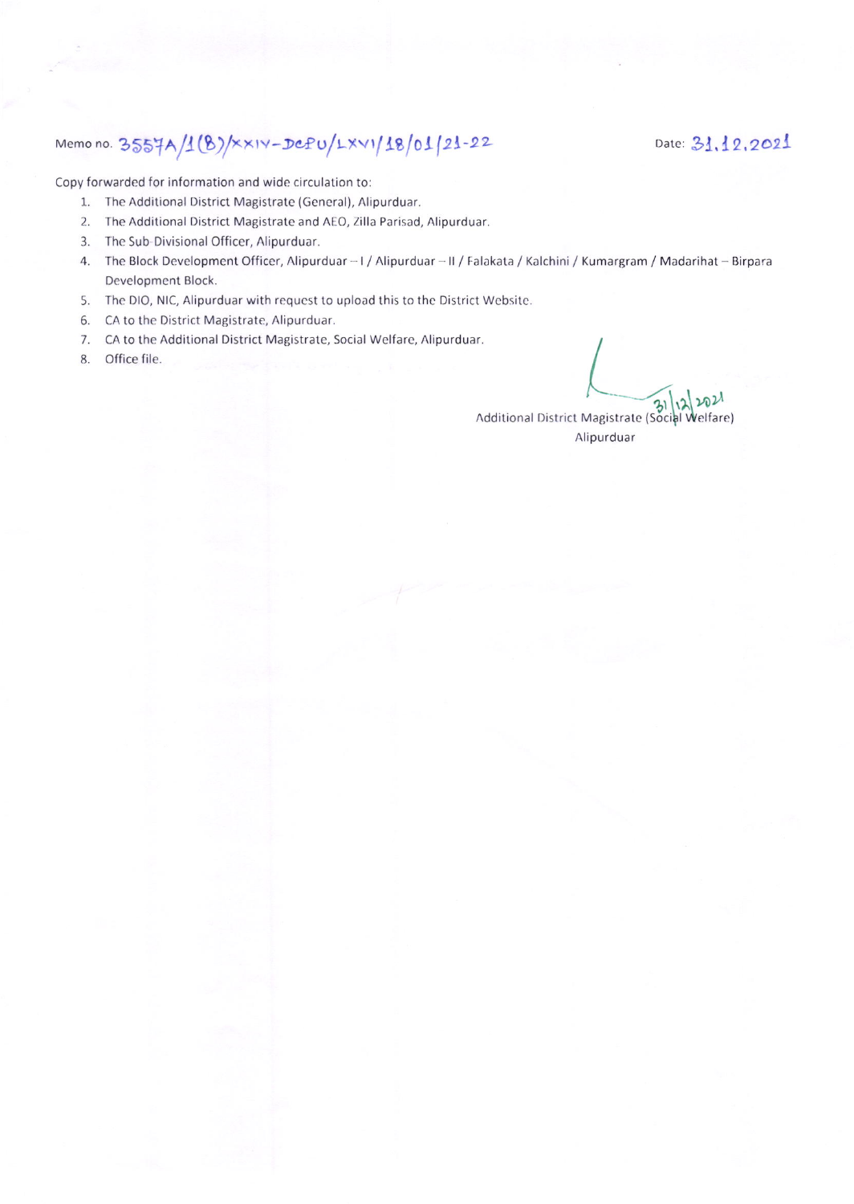Memo no. 3557A/1(B)/XXIV-DCPU/LXVI/18/01/21-22 Date: 31.12.2021

Copy forwarded for information and wide circulation to:

1. The Additional District Magistrate (General), Alipurduar.
2. The Additional District Magistrate and AEO, Zilla Parisad, Alipurduar.
3. The Sub-Divisional Officer, Alipurduar.
4. The Block Development Officer, Alipurduar – I / Alipurduar – II / Falakata / Kalchini / Kumargram / Madarihat – Birpara Development Block.
5. The DIO, NIC, Alipurduar with request to upload this to the District Website.
6. CA to the District Magistrate, Alipurduar.
7. CA to the Additional District Magistrate, Social Welfare, Alipurduar.
8. Office file.

31/12/2021

Additional District Magistrate (Social Welfare)
Alipurduar